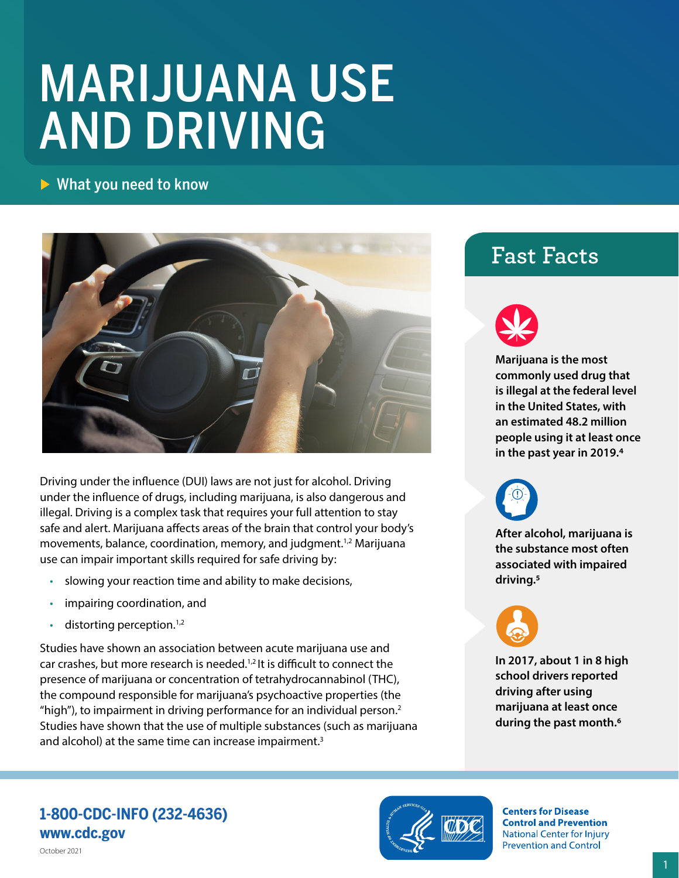# MARIJUANA USE AND DRIVING

What you need to know

Driving under the influence (DUI) laws are not just for alcohol. Driving under the influence of drugs, including marijuana, is also dangerous and illegal. Driving is a complex task that requires your full attention to stay safe and alert. Marijuana affects areas of the brain that control your body's movements, balance, coordination, memory, and judgment.[1,2] Marijuana use can impair important skills required for safe driving by:

- slowing your reaction time and ability to make decisions,
- impairing coordination, and
- distorting perception.[1,2]

Studies have shown an association between acute marijuana use and car crashes, but more research is needed.[1,2] It is difficult to connect the presence of marijuana or concentration of tetrahydrocannabinol (THC), the compound responsible for marijuana's psychoactive properties (the "high"), to impairment in driving performance for an individual person.[2] Studies have shown that the use of multiple substances (such as marijuana and alcohol) at the same time can increase impairment.[3]

## Fast Facts

**Marijuana is the most commonly used drug that is illegal at the federal level in the United States, with an estimated 48.2 million people using it at least once in the past year in 2019.[4]**

**After alcohol, marijuana is the substance most often associated with impaired driving.[5]**

**In 2017, about 1 in 8 high school drivers reported driving after using marijuana at least once during the past month.[6]**

**1-800-CDC-INFO (232-4636)**
**www.cdc.gov**

October 2021

**Centers for Disease Control and Prevention**
National Center for Injury Prevention and Control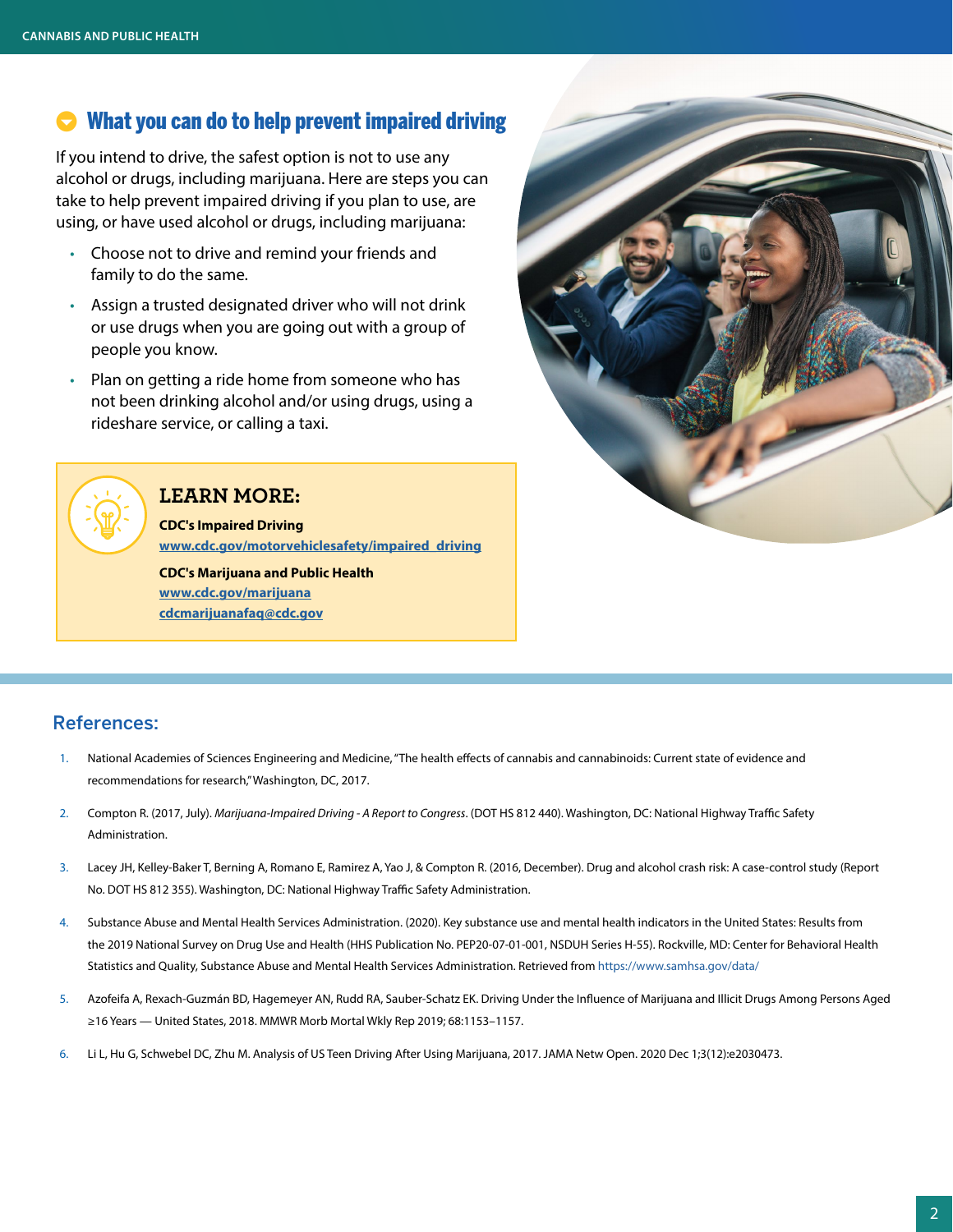## What you can do to help prevent impaired driving

If you intend to drive, the safest option is not to use any alcohol or drugs, including marijuana. Here are steps you can take to help prevent impaired driving if you plan to use, are using, or have used alcohol or drugs, including marijuana:

- Choose not to drive and remind your friends and family to do the same.
- Assign a trusted designated driver who will not drink or use drugs when you are going out with a group of people you know.
- Plan on getting a ride home from someone who has not been drinking alcohol and/or using drugs, using a rideshare service, or calling a taxi.

### LEARN MORE:

**CDC's Impaired Driving**
www.cdc.gov/motorvehiclesafety/impaired_driving

**CDC's Marijuana and Public Health**
www.cdc.gov/marijuana
cdcmarijuanafaq@cdc.gov

## References:

1. National Academies of Sciences Engineering and Medicine, "The health effects of cannabis and cannabinoids: Current state of evidence and recommendations for research," Washington, DC, 2017.
2. Compton R. (2017, July). *Marijuana-Impaired Driving - A Report to Congress*. (DOT HS 812 440). Washington, DC: National Highway Traffic Safety Administration.
3. Lacey JH, Kelley-Baker T, Berning A, Romano E, Ramirez A, Yao J, & Compton R. (2016, December). Drug and alcohol crash risk: A case-control study (Report No. DOT HS 812 355). Washington, DC: National Highway Traffic Safety Administration.
4. Substance Abuse and Mental Health Services Administration. (2020). Key substance use and mental health indicators in the United States: Results from the 2019 National Survey on Drug Use and Health (HHS Publication No. PEP20-07-01-001, NSDUH Series H-55). Rockville, MD: Center for Behavioral Health Statistics and Quality, Substance Abuse and Mental Health Services Administration. Retrieved from https://www.samhsa.gov/data/
5. Azofeifa A, Rexach-Guzmán BD, Hagemeyer AN, Rudd RA, Sauber-Schatz EK. Driving Under the Influence of Marijuana and Illicit Drugs Among Persons Aged ≥16 Years — United States, 2018. MMWR Morb Mortal Wkly Rep 2019; 68:1153–1157.
6. Li L, Hu G, Schwebel DC, Zhu M. Analysis of US Teen Driving After Using Marijuana, 2017. JAMA Netw Open. 2020 Dec 1;3(12):e2030473.